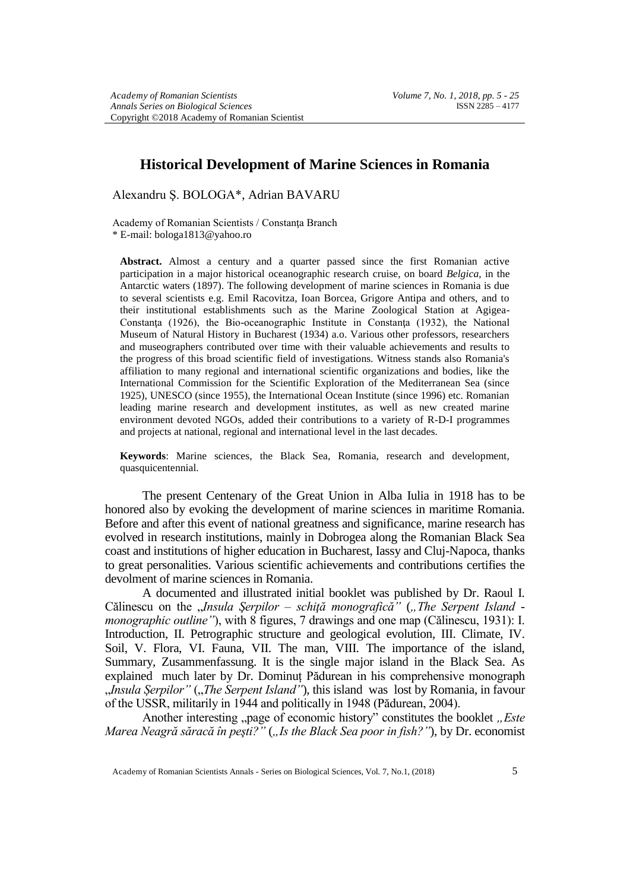# Historical Development of Marine Sciences in Romania

Alexandru Ş. BOLOGA*, Adrian BAVARU

Academy of Romanian Scientists / Constanţa Branch
\* E-mail: bologa1813@yahoo.ro

**Abstract.** Almost a century and a quarter passed since the first Romanian active participation in a major historical oceanographic research cruise, on board *Belgica*, in the Antarctic waters (1897). The following development of marine sciences in Romania is due to several scientists e.g. Emil Racovitza, Ioan Borcea, Grigore Antipa and others, and to their institutional establishments such as the Marine Zoological Station at Agigea-Constanţa (1926), the Bio-oceanographic Institute in Constanţa (1932), the National Museum of Natural History in Bucharest (1934) a.o. Various other professors, researchers and museographers contributed over time with their valuable achievements and results to the progress of this broad scientific field of investigations. Witness stands also Romania's affiliation to many regional and international scientific organizations and bodies, like the International Commission for the Scientific Exploration of the Mediterranean Sea (since 1925), UNESCO (since 1955), the International Ocean Institute (since 1996) etc. Romanian leading marine research and development institutes, as well as new created marine environment devoted NGOs, added their contributions to a variety of R-D-I programmes and projects at national, regional and international level in the last decades.

**Keywords**: Marine sciences, the Black Sea, Romania, research and development, quasquicentennial.

The present Centenary of the Great Union in Alba Iulia in 1918 has to be honored also by evoking the development of marine sciences in maritime Romania. Before and after this event of national greatness and significance, marine research has evolved in research institutions, mainly in Dobrogea along the Romanian Black Sea coast and institutions of higher education in Bucharest, Iassy and Cluj-Napoca, thanks to great personalities. Various scientific achievements and contributions certifies the devolment of marine sciences in Romania.

A documented and illustrated initial booklet was published by Dr. Raoul I. Călinescu on the „*Insula Şerpilor – schiţă monografică”* (*„The Serpent Island - monographic outline”*), with 8 figures, 7 drawings and one map (Călinescu, 1931): I. Introduction, II. Petrographic structure and geological evolution, III. Climate, IV. Soil, V. Flora, VI. Fauna, VII. The man, VIII. The importance of the island, Summary, Zusammenfassung. It is the single major island in the Black Sea. As explained much later by Dr. Dominuţ Pădurean in his comprehensive monograph „*Insula Şerpilor”* („*The Serpent Island”*), this island was lost by Romania, in favour of the USSR, militarily in 1944 and politically in 1948 (Pădurean, 2004).

Another interesting „page of economic history" constitutes the booklet *„Este Marea Neagră săracă în peşti?”* (*„Is the Black Sea poor in fish?”*), by Dr. economist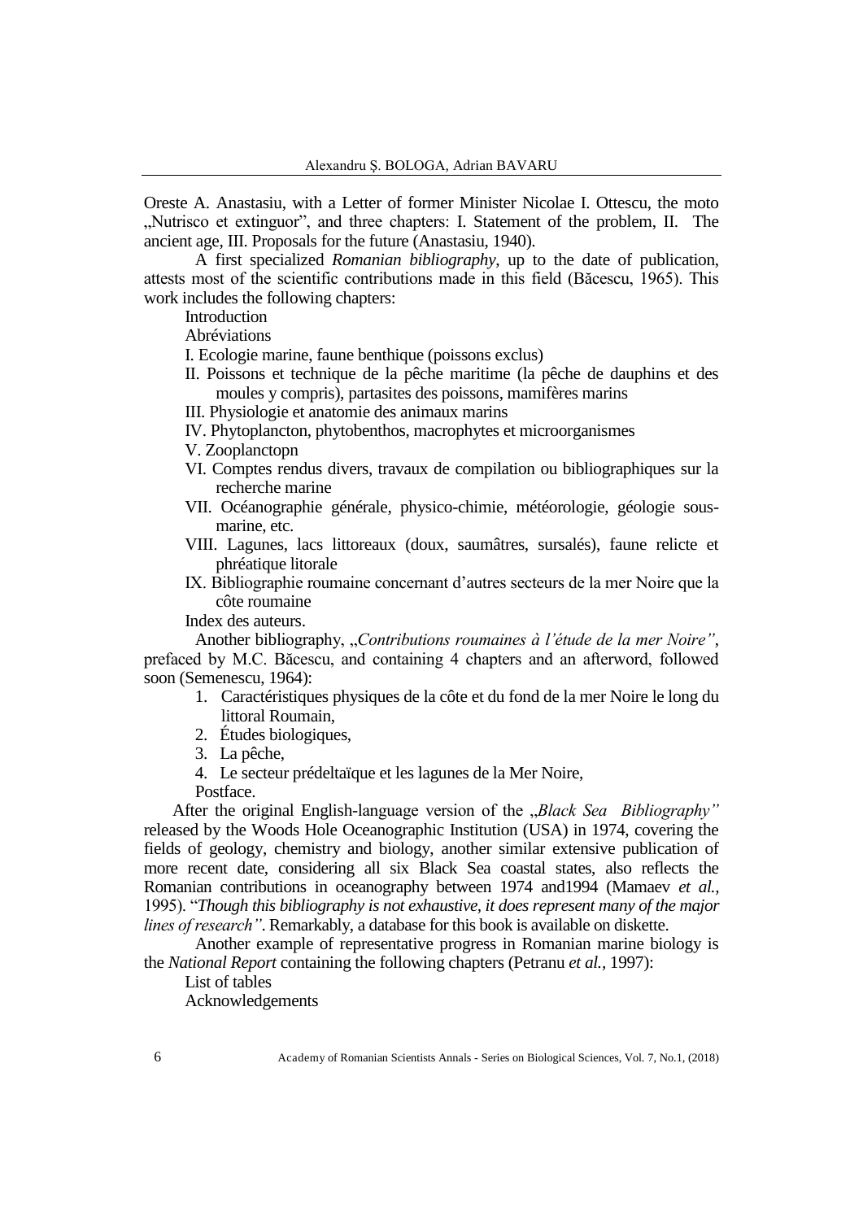Oreste A. Anastasiu, with a Letter of former Minister Nicolae I. Ottescu, the moto „Nutrisco et extinguor", and three chapters: I. Statement of the problem, II. The ancient age, III. Proposals for the future (Anastasiu, 1940).

A first specialized *Romanian bibliography*, up to the date of publication, attests most of the scientific contributions made in this field (Băcescu, 1965). This work includes the following chapters:

Introduction

Abréviations

I. Ecologie marine, faune benthique (poissons exclus)

II. Poissons et technique de la pêche maritime (la pêche de dauphins et des moules y compris), partasites des poissons, mamifères marins

III. Physiologie et anatomie des animaux marins

IV. Phytoplancton, phytobenthos, macrophytes et microorganismes

V. Zooplanctopn

VI. Comptes rendus divers, travaux de compilation ou bibliographiques sur la recherche marine

VII. Océanographie générale, physico-chimie, météorologie, géologie sous-marine, etc.

VIII. Lagunes, lacs littoreaux (doux, saumâtres, sursalés), faune relicte et phréatique litorale

IX. Bibliographie roumaine concernant d'autres secteurs de la mer Noire que la côte roumaine

Index des auteurs.

Another bibliography, „*Contributions roumaines à l'étude de la mer Noire"*, prefaced by M.C. Băcescu, and containing 4 chapters and an afterword, followed soon (Semenescu, 1964):

1. Caractéristiques physiques de la côte et du fond de la mer Noire le long du littoral Roumain,
2. Études biologiques,
3. La pêche,
4. Le secteur prédeltaïque et les lagunes de la Mer Noire,

Postface.

After the original English-language version of the „*Black Sea Bibliography"* released by the Woods Hole Oceanographic Institution (USA) in 1974, covering the fields of geology, chemistry and biology, another similar extensive publication of more recent date, considering all six Black Sea coastal states, also reflects the Romanian contributions in oceanography between 1974 and1994 (Mamaev *et al.*, 1995). "*Though this bibliography is not exhaustive, it does represent many of the major lines of research"*. Remarkably, a database for this book is available on diskette.

Another example of representative progress in Romanian marine biology is the *National Report* containing the following chapters (Petranu *et al.*, 1997):

List of tables

Acknowledgements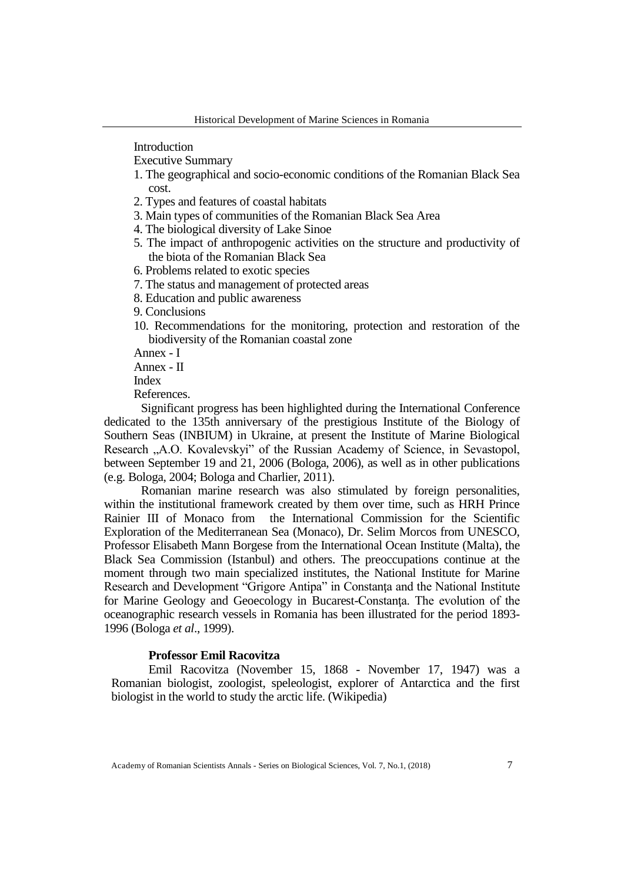Introduction

Executive Summary

1. The geographical and socio-economic conditions of the Romanian Black Sea cost.
2. Types and features of coastal habitats
3. Main types of communities of the Romanian Black Sea Area
4. The biological diversity of Lake Sinoe
5. The impact of anthropogenic activities on the structure and productivity of the biota of the Romanian Black Sea
6. Problems related to exotic species
7. The status and management of protected areas
8. Education and public awareness
9. Conclusions
10. Recommendations for the monitoring, protection and restoration of the biodiversity of the Romanian coastal zone

Annex - I

Annex - II

Index

References.

Significant progress has been highlighted during the International Conference dedicated to the 135th anniversary of the prestigious Institute of the Biology of Southern Seas (INBIUM) in Ukraine, at present the Institute of Marine Biological Research „A.O. Kovalevskyi" of the Russian Academy of Science, in Sevastopol, between September 19 and 21, 2006 (Bologa, 2006), as well as in other publications (e.g. Bologa, 2004; Bologa and Charlier, 2011).

Romanian marine research was also stimulated by foreign personalities, within the institutional framework created by them over time, such as HRH Prince Rainier III of Monaco from the International Commission for the Scientific Exploration of the Mediterranean Sea (Monaco), Dr. Selim Morcos from UNESCO, Professor Elisabeth Mann Borgese from the International Ocean Institute (Malta), the Black Sea Commission (Istanbul) and others. The preoccupations continue at the moment through two main specialized institutes, the National Institute for Marine Research and Development "Grigore Antipa" in Constanţa and the National Institute for Marine Geology and Geoecology in Bucarest-Constanţa. The evolution of the oceanographic research vessels in Romania has been illustrated for the period 1893-1996 (Bologa *et al*., 1999).

**Professor Emil Racovitza**

Emil Racovitza (November 15, 1868 - November 17, 1947) was a Romanian biologist, zoologist, speleologist, explorer of Antarctica and the first biologist in the world to study the arctic life. (Wikipedia)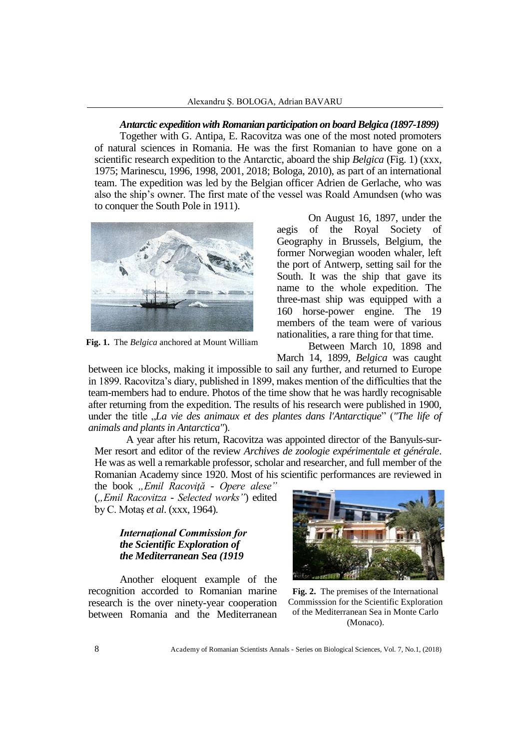***Antarctic expedition with Romanian participation on board Belgica (1897-1899)***

Together with G. Antipa, E. Racovitza was one of the most noted promoters of natural sciences in Romania. He was the first Romanian to have gone on a scientific research expedition to the Antarctic, aboard the ship *Belgica* (Fig. 1) (xxx, 1975; Marinescu, 1996, 1998, 2001, 2018; Bologa, 2010), as part of an international team. The expedition was led by the Belgian officer Adrien de Gerlache, who was also the ship's owner. The first mate of the vessel was Roald Amundsen (who was to conquer the South Pole in 1911).

**Fig. 1.** The *Belgica* anchored at Mount William

On August 16, 1897, under the aegis of the Royal Society of Geography in Brussels, Belgium, the former Norwegian wooden whaler, left the port of Antwerp, setting sail for the South. It was the ship that gave its name to the whole expedition. The three-mast ship was equipped with a 160 horse-power engine. The 19 members of the team were of various nationalities, a rare thing for that time.

Between March 10, 1898 and March 14, 1899, *Belgica* was caught between ice blocks, making it impossible to sail any further, and returned to Europe in 1899. Racovitza's diary, published in 1899, makes mention of the difficulties that the team-members had to endure. Photos of the time show that he was hardly recognisable after returning from the expedition. The results of his research were published in 1900, under the title „*La vie des animaux et des plantes dans l'Antarctique*" (*"The life of animals and plants in Antarctica"*).

A year after his return, Racovitza was appointed director of the Banyuls-sur-Mer resort and editor of the review *Archives de zoologie expérimentale et générale*. He was as well a remarkable professor, scholar and researcher, and full member of the Romanian Academy since 1920. Most of his scientific performances are reviewed in the book *„Emil Racoviţă - Opere alese"* (*„Emil Racovitza - Selected works"*) edited by C. Motaş *et al*. (xxx, 1964).

***Internaţional Commission for the Scientific Exploration of the Mediterranean Sea (1919***

Another eloquent example of the recognition accorded to Romanian marine research is the over ninety-year cooperation between Romania and the Mediterranean

**Fig. 2.** The premises of the International Commisssion for the Scientific Exploration of the Mediterranean Sea in Monte Carlo (Monaco).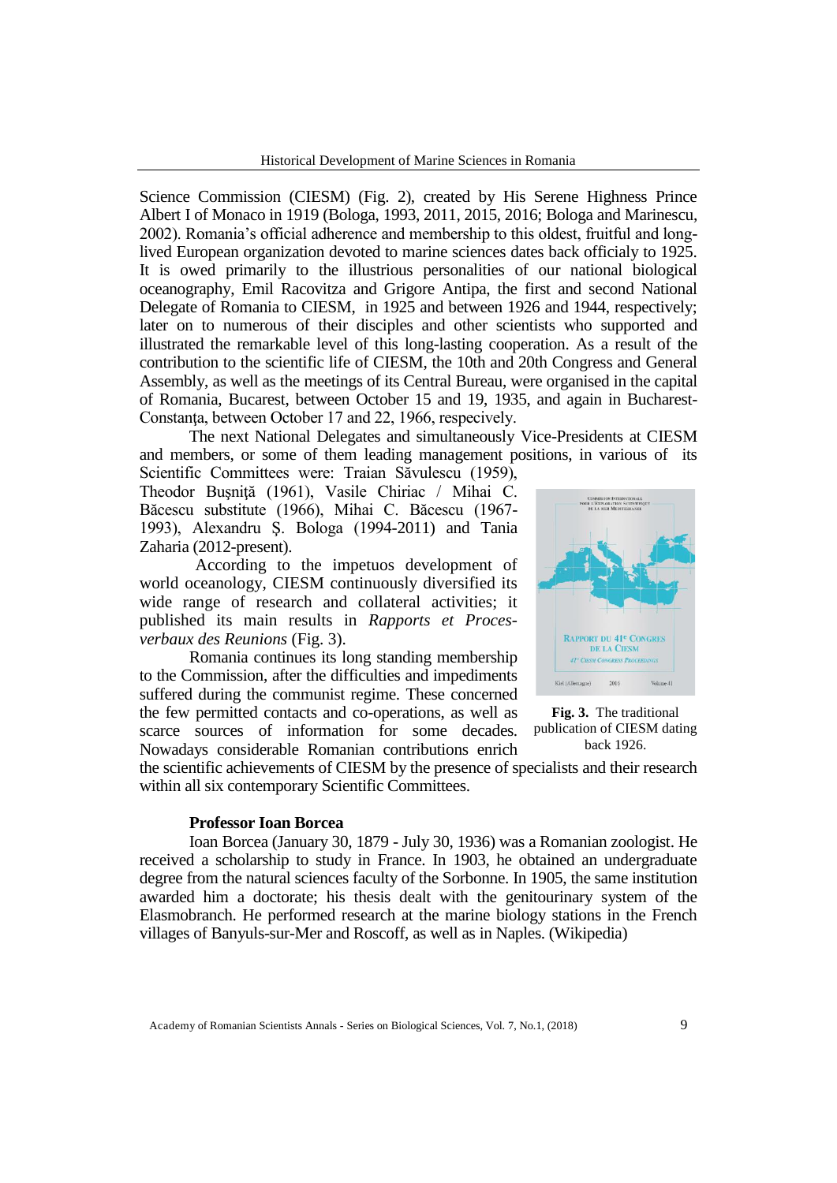Science Commission (CIESM) (Fig. 2), created by His Serene Highness Prince Albert I of Monaco in 1919 (Bologa, 1993, 2011, 2015, 2016; Bologa and Marinescu, 2002). Romania's official adherence and membership to this oldest, fruitful and long-lived European organization devoted to marine sciences dates back officialy to 1925. It is owed primarily to the illustrious personalities of our national biological oceanography, Emil Racovitza and Grigore Antipa, the first and second National Delegate of Romania to CIESM, in 1925 and between 1926 and 1944, respectively; later on to numerous of their disciples and other scientists who supported and illustrated the remarkable level of this long-lasting cooperation. As a result of the contribution to the scientific life of CIESM, the 10th and 20th Congress and General Assembly, as well as the meetings of its Central Bureau, were organised in the capital of Romania, Bucarest, between October 15 and 19, 1935, and again in Bucharest-Constanţa, between October 17 and 22, 1966, respecively.

The next National Delegates and simultaneously Vice-Presidents at CIESM and members, or some of them leading management positions, in various of its Scientific Committees were: Traian Săvulescu (1959), Theodor Buşniţă (1961), Vasile Chiriac / Mihai C. Băcescu substitute (1966), Mihai C. Băcescu (1967-1993), Alexandru Ş. Bologa (1994-2011) and Tania Zaharia (2012-present).

According to the impetuos development of world oceanology, CIESM continuously diversified its wide range of research and collateral activities; it published its main results in *Rapports et Proces-verbaux des Reunions* (Fig. 3).

**Fig. 3.** The traditional publication of CIESM dating back 1926.

Romania continues its long standing membership to the Commission, after the difficulties and impediments suffered during the communist regime. These concerned the few permitted contacts and co-operations, as well as scarce sources of information for some decades. Nowadays considerable Romanian contributions enrich the scientific achievements of CIESM by the presence of specialists and their research within all six contemporary Scientific Committees.

### Professor Ioan Borcea

Ioan Borcea (January 30, 1879 - July 30, 1936) was a Romanian zoologist. He received a scholarship to study in France. In 1903, he obtained an undergraduate degree from the natural sciences faculty of the Sorbonne. In 1905, the same institution awarded him a doctorate; his thesis dealt with the genitourinary system of the Elasmobranch. He performed research at the marine biology stations in the French villages of Banyuls-sur-Mer and Roscoff, as well as in Naples. (Wikipedia)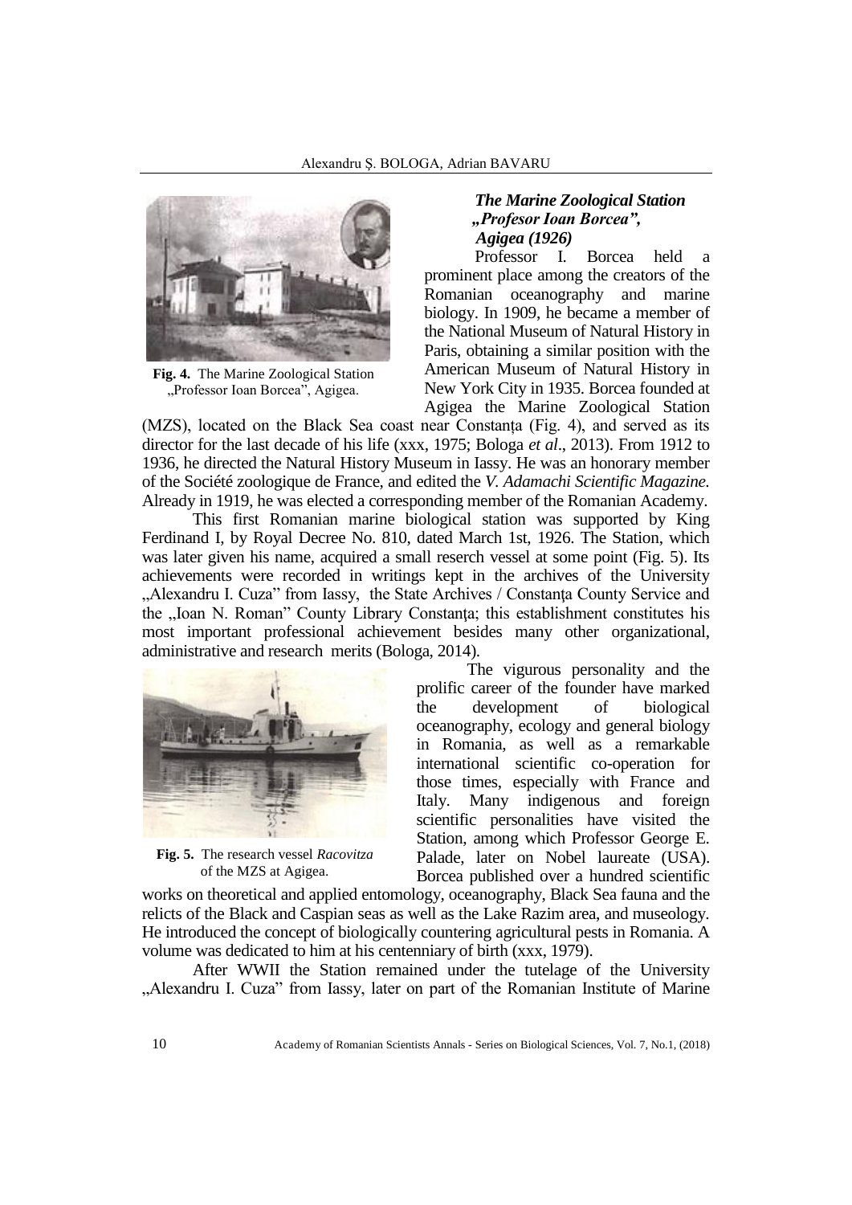Fig. 4. The Marine Zoological Station „Professor Ioan Borcea", Agigea.

### *The Marine Zoological Station „Profesor Ioan Borcea", Agigea (1926)*

Professor I. Borcea held a prominent place among the creators of the Romanian oceanography and marine biology. In 1909, he became a member of the National Museum of Natural History in Paris, obtaining a similar position with the American Museum of Natural History in New York City in 1935. Borcea founded at Agigea the Marine Zoological Station (MZS), located on the Black Sea coast near Constanța (Fig. 4), and served as its director for the last decade of his life (xxx, 1975; Bologa *et al*., 2013). From 1912 to 1936, he directed the Natural History Museum in Iassy. He was an honorary member of the Société zoologique de France, and edited the *V. Adamachi Scientific Magazine.* Already in 1919, he was elected a corresponding member of the Romanian Academy.

This first Romanian marine biological station was supported by King Ferdinand I, by Royal Decree No. 810, dated March 1st, 1926. The Station, which was later given his name, acquired a small reserch vessel at some point (Fig. 5). Its achievements were recorded in writings kept in the archives of the University „Alexandru I. Cuza" from Iassy, the State Archives / Constanţa County Service and the „Ioan N. Roman" County Library Constanța; this establishment constitutes his most important professional achievement besides many other organizational, administrative and research merits (Bologa, 2014).

Fig. 5. The research vessel *Racovitza* of the MZS at Agigea.

The vigurous personality and the prolific career of the founder have marked the development of biological oceanography, ecology and general biology in Romania, as well as a remarkable international scientific co-operation for those times, especially with France and Italy. Many indigenous and foreign scientific personalities have visited the Station, among which Professor George E. Palade, later on Nobel laureate (USA). Borcea published over a hundred scientific works on theoretical and applied entomology, oceanography, Black Sea fauna and the relicts of the Black and Caspian seas as well as the Lake Razim area, and museology. He introduced the concept of biologically countering agricultural pests in Romania. A volume was dedicated to him at his centenniary of birth (xxx, 1979).

After WWII the Station remained under the tutelage of the University „Alexandru I. Cuza" from Iassy, later on part of the Romanian Institute of Marine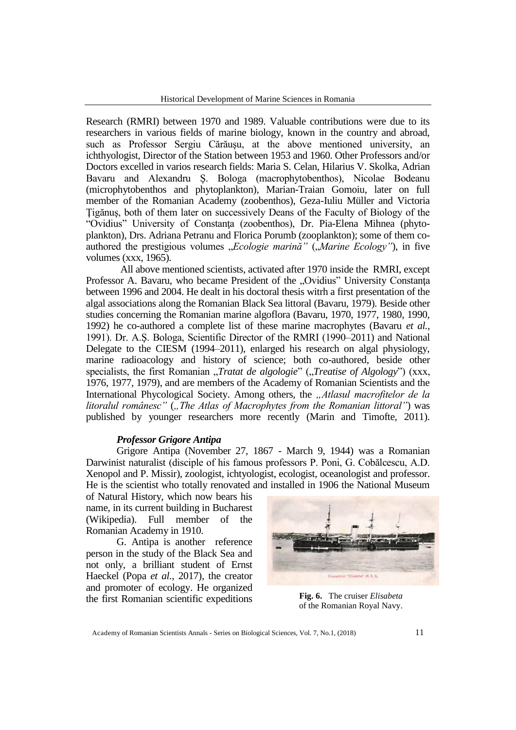Research (RMRI) between 1970 and 1989. Valuable contributions were due to its researchers in various fields of marine biology, known in the country and abroad, such as Professor Sergiu Cărăuşu, at the above mentioned university, an ichthyologist, Director of the Station between 1953 and 1960. Other Professors and/or Doctors excelled in varios research fields: Maria S. Celan, Hilarius V. Skolka, Adrian Bavaru and Alexandru Ş. Bologa (macrophytobenthos), Nicolae Bodeanu (microphytobenthos and phytoplankton), Marian-Traian Gomoiu, later on full member of the Romanian Academy (zoobenthos), Geza-Iuliu Müller and Victoria Ţigănuş, both of them later on successively Deans of the Faculty of Biology of the "Ovidius" University of Constanţa (zoobenthos), Dr. Pia-Elena Mihnea (phytoplankton), Drs. Adriana Petranu and Florica Porumb (zooplankton); some of them co-authored the prestigious volumes „*Ecologie marină"* („*Marine Ecology"*), in five volumes (xxx, 1965).

All above mentioned scientists, activated after 1970 inside the RMRI, except Professor A. Bavaru, who became President of the „Ovidius" University Constanţa between 1996 and 2004. He dealt in his doctoral thesis witrh a first presentation of the algal associations along the Romanian Black Sea littoral (Bavaru, 1979). Beside other studies concerning the Romanian marine algoflora (Bavaru, 1970, 1977, 1980, 1990, 1992) he co-authored a complete list of these marine macrophytes (Bavaru *et al.*, 1991). Dr. A.Ş. Bologa, Scientific Director of the RMRI (1990–2011) and National Delegate to the CIESM (1994–2011), enlarged his research on algal physiology, marine radioacology and history of science; both co-authored, beside other specialists, the first Romanian „*Tratat de algologie*" („*Treatise of Algology*") (xxx, 1976, 1977, 1979), and are members of the Academy of Romanian Scientists and the International Phycological Society. Among others, the *„Atlasul macrofitelor de la litoralul românesc"* (*„The Atlas of Macrophytes from the Romanian littoral"*) was published by younger researchers more recently (Marin and Timofte, 2011).

***Professor Grigore Antipa***

Grigore Antipa (November 27, 1867 - March 9, 1944) was a Romanian Darwinist naturalist (disciple of his famous professors P. Poni, G. Cobălcescu, A.D. Xenopol and P. Missir), zoologist, ichtyologist, ecologist, oceanologist and professor. He is the scientist who totally renovated and installed in 1906 the National Museum of Natural History, which now bears his name, in its current building in Bucharest (Wikipedia). Full member of the Romanian Academy in 1910.

G. Antipa is another reference person in the study of the Black Sea and not only, a brilliant student of Ernst Haeckel (Popa *et al*., 2017), the creator and promoter of ecology. He organized the first Romanian scientific expeditions

**Fig. 6.** The cruiser *Elisabeta* of the Romanian Royal Navy.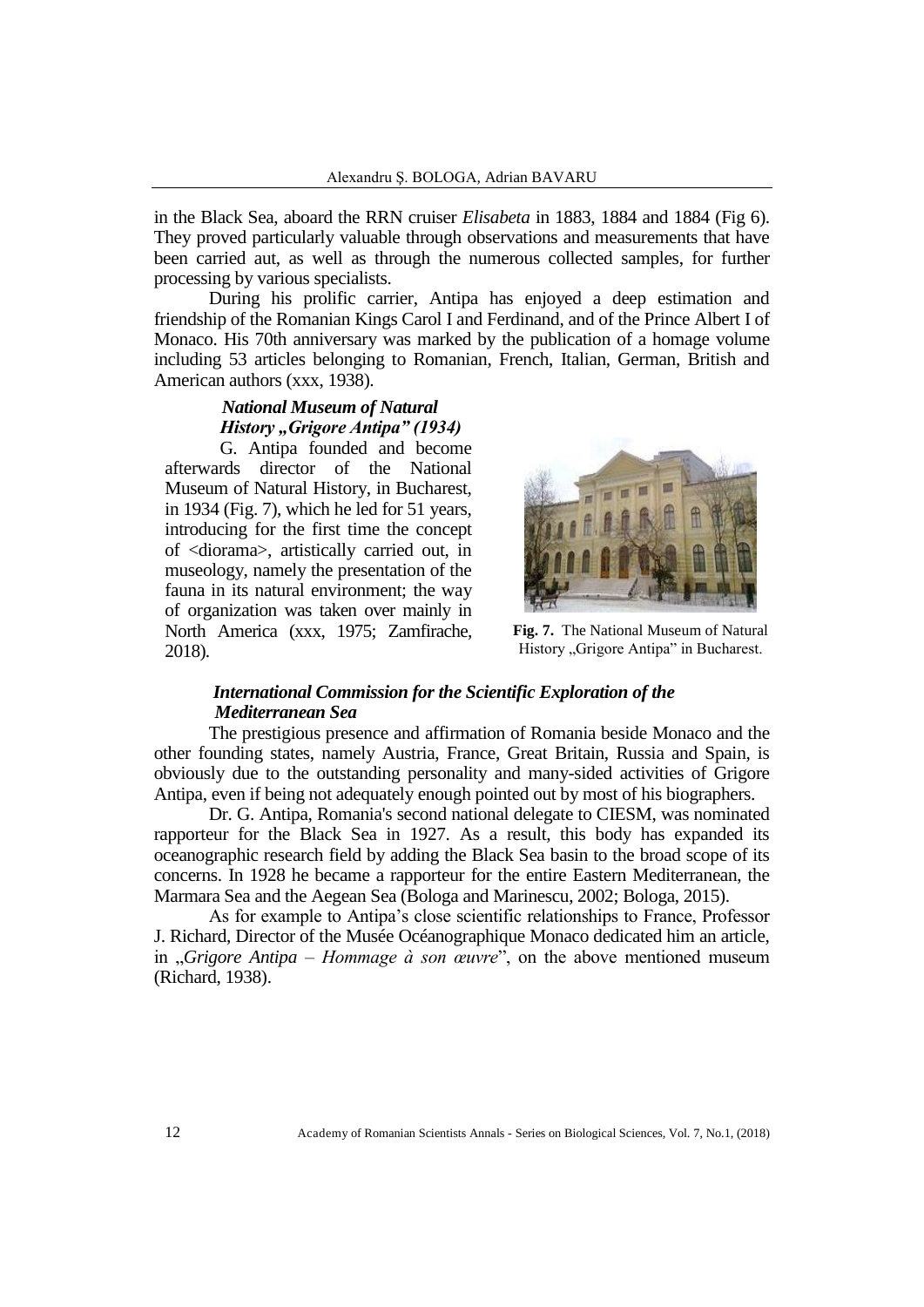in the Black Sea, aboard the RRN cruiser *Elisabeta* in 1883, 1884 and 1884 (Fig 6). They proved particularly valuable through observations and measurements that have been carried aut, as well as through the numerous collected samples, for further processing by various specialists.

During his prolific carrier, Antipa has enjoyed a deep estimation and friendship of the Romanian Kings Carol I and Ferdinand, and of the Prince Albert I of Monaco. His 70th anniversary was marked by the publication of a homage volume including 53 articles belonging to Romanian, French, Italian, German, British and American authors (xxx, 1938).

### *National Museum of Natural History „Grigore Antipa" (1934)*

G. Antipa founded and become afterwards director of the National Museum of Natural History, in Bucharest, in 1934 (Fig. 7), which he led for 51 years, introducing for the first time the concept of <diorama>, artistically carried out, in museology, namely the presentation of the fauna in its natural environment; the way of organization was taken over mainly in North America (xxx, 1975; Zamfirache, 2018).

**Fig. 7.** The National Museum of Natural History „Grigore Antipa" in Bucharest.

### *International Commission for the Scientific Exploration of the Mediterranean Sea*

The prestigious presence and affirmation of Romania beside Monaco and the other founding states, namely Austria, France, Great Britain, Russia and Spain, is obviously due to the outstanding personality and many-sided activities of Grigore Antipa, even if being not adequately enough pointed out by most of his biographers.

Dr. G. Antipa, Romania's second national delegate to CIESM, was nominated rapporteur for the Black Sea in 1927. As a result, this body has expanded its oceanographic research field by adding the Black Sea basin to the broad scope of its concerns. In 1928 he became a rapporteur for the entire Eastern Mediterranean, the Marmara Sea and the Aegean Sea (Bologa and Marinescu, 2002; Bologa, 2015).

As for example to Antipa's close scientific relationships to France, Professor J. Richard, Director of the Musée Océanographique Monaco dedicated him an article, in „*Grigore Antipa – Hommage à son œuvre*", on the above mentioned museum (Richard, 1938).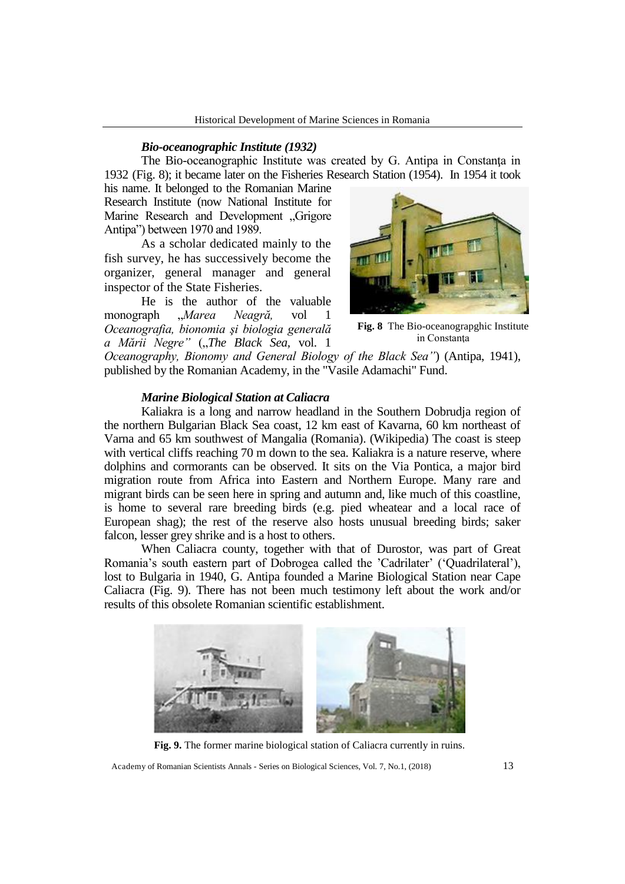### *Bio-oceanographic Institute (1932)*

The Bio-oceanographic Institute was created by G. Antipa in Constanța in 1932 (Fig. 8); it became later on the Fisheries Research Station (1954). In 1954 it took his name. It belonged to the Romanian Marine Research Institute (now National Institute for Marine Research and Development „Grigore Antipa") between 1970 and 1989.

As a scholar dedicated mainly to the fish survey, he has successively become the organizer, general manager and general inspector of the State Fisheries.

He is the author of the valuable monograph „*Marea Neagră,* vol 1 *Oceanografia, bionomia şi biologia generală a Mării Negre"* („*The Black Sea*, vol. 1 *Oceanography, Bionomy and General Biology of the Black Sea"*) (Antipa, 1941), published by the Romanian Academy, in the "Vasile Adamachi" Fund.

**Fig. 8** The Bio-oceanograpghic Institute in Constanța

### *Marine Biological Station at Caliacra*

Kaliakra is a long and narrow headland in the Southern Dobrudja region of the northern Bulgarian Black Sea coast, 12 km east of Kavarna, 60 km northeast of Varna and 65 km southwest of Mangalia (Romania). (Wikipedia) The coast is steep with vertical cliffs reaching 70 m down to the sea. Kaliakra is a nature reserve, where dolphins and cormorants can be observed. It sits on the Via Pontica, a major bird migration route from Africa into Eastern and Northern Europe. Many rare and migrant birds can be seen here in spring and autumn and, like much of this coastline, is home to several rare breeding birds (e.g. pied wheatear and a local race of European shag); the rest of the reserve also hosts unusual breeding birds; saker falcon, lesser grey shrike and is a host to others.

When Caliacra county, together with that of Durostor, was part of Great Romania's south eastern part of Dobrogea called the 'Cadrilater' ('Quadrilateral'), lost to Bulgaria in 1940, G. Antipa founded a Marine Biological Station near Cape Caliacra (Fig. 9). There has not been much testimony left about the work and/or results of this obsolete Romanian scientific establishment.

**Fig. 9.** The former marine biological station of Caliacra currently in ruins.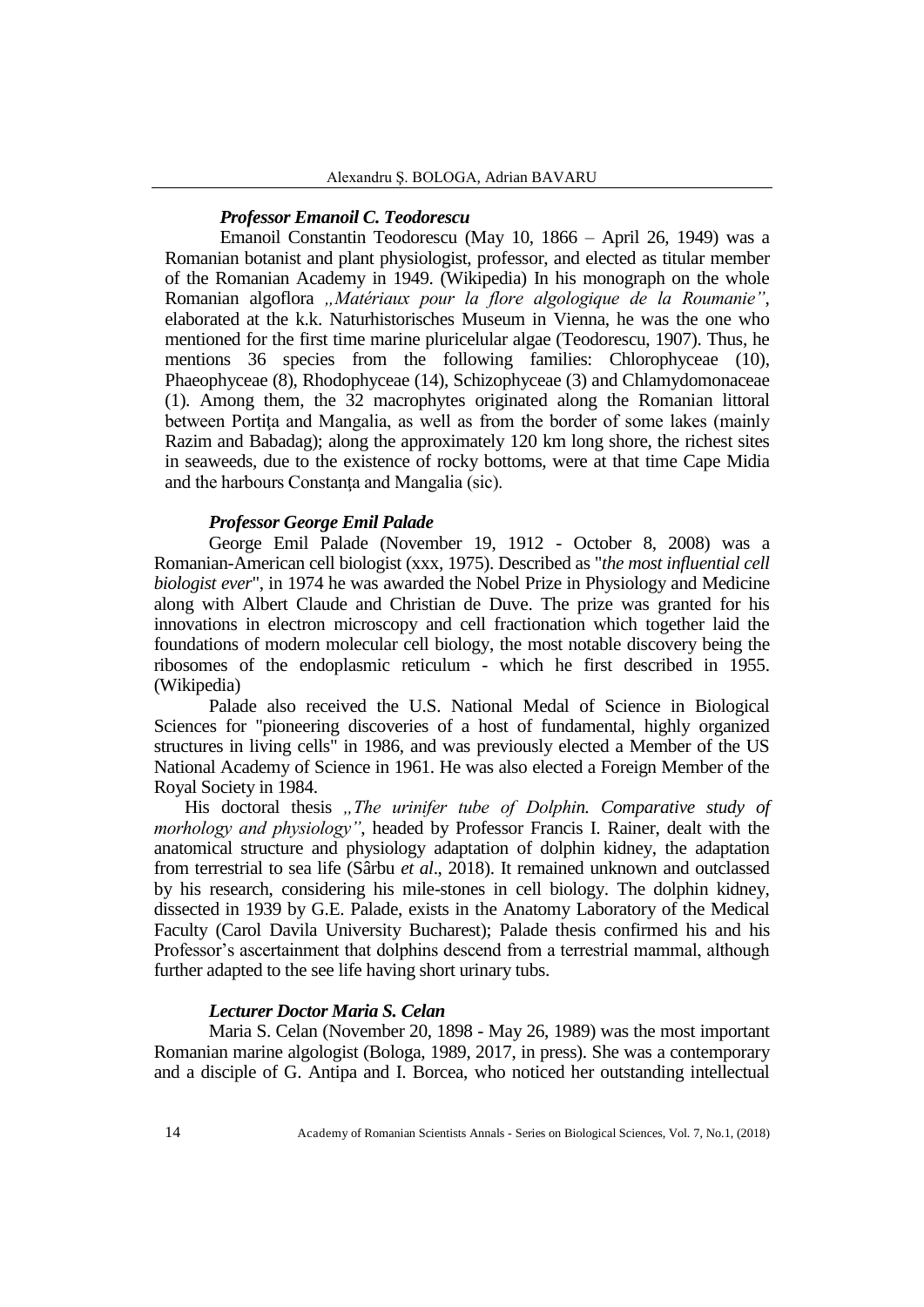### *Professor Emanoil C. Teodorescu*

Emanoil Constantin Teodorescu (May 10, 1866 – April 26, 1949) was a Romanian botanist and plant physiologist, professor, and elected as titular member of the Romanian Academy in 1949. (Wikipedia) In his monograph on the whole Romanian algoflora *„Matériaux pour la flore algologique de la Roumanie"*, elaborated at the k.k. Naturhistorisches Museum in Vienna, he was the one who mentioned for the first time marine pluricelular algae (Teodorescu, 1907). Thus, he mentions 36 species from the following families: Chlorophyceae (10), Phaeophyceae (8), Rhodophyceae (14), Schizophyceae (3) and Chlamydomonaceae (1). Among them, the 32 macrophytes originated along the Romanian littoral between Portiţa and Mangalia, as well as from the border of some lakes (mainly Razim and Babadag); along the approximately 120 km long shore, the richest sites in seaweeds, due to the existence of rocky bottoms, were at that time Cape Midia and the harbours Constanţa and Mangalia (sic).

### *Professor George Emil Palade*

George Emil Palade (November 19, 1912 - October 8, 2008) was a Romanian-American cell biologist (xxx, 1975). Described as "*the most influential cell biologist ever*", in 1974 he was awarded the Nobel Prize in Physiology and Medicine along with Albert Claude and Christian de Duve. The prize was granted for his innovations in electron microscopy and cell fractionation which together laid the foundations of modern molecular cell biology, the most notable discovery being the ribosomes of the endoplasmic reticulum - which he first described in 1955. (Wikipedia)

Palade also received the U.S. National Medal of Science in Biological Sciences for "pioneering discoveries of a host of fundamental, highly organized structures in living cells" in 1986, and was previously elected a Member of the US National Academy of Science in 1961. He was also elected a Foreign Member of the Royal Society in 1984.

His doctoral thesis *„The urinifer tube of Dolphin. Comparative study of morhology and physiology"*, headed by Professor Francis I. Rainer, dealt with the anatomical structure and physiology adaptation of dolphin kidney, the adaptation from terrestrial to sea life (Sârbu *et al*., 2018). It remained unknown and outclassed by his research, considering his mile-stones in cell biology. The dolphin kidney, dissected in 1939 by G.E. Palade, exists in the Anatomy Laboratory of the Medical Faculty (Carol Davila University Bucharest); Palade thesis confirmed his and his Professor's ascertainment that dolphins descend from a terrestrial mammal, although further adapted to the see life having short urinary tubs.

### *Lecturer Doctor Maria S. Celan*

Maria S. Celan (November 20, 1898 - May 26, 1989) was the most important Romanian marine algologist (Bologa, 1989, 2017, in press). She was a contemporary and a disciple of G. Antipa and I. Borcea, who noticed her outstanding intellectual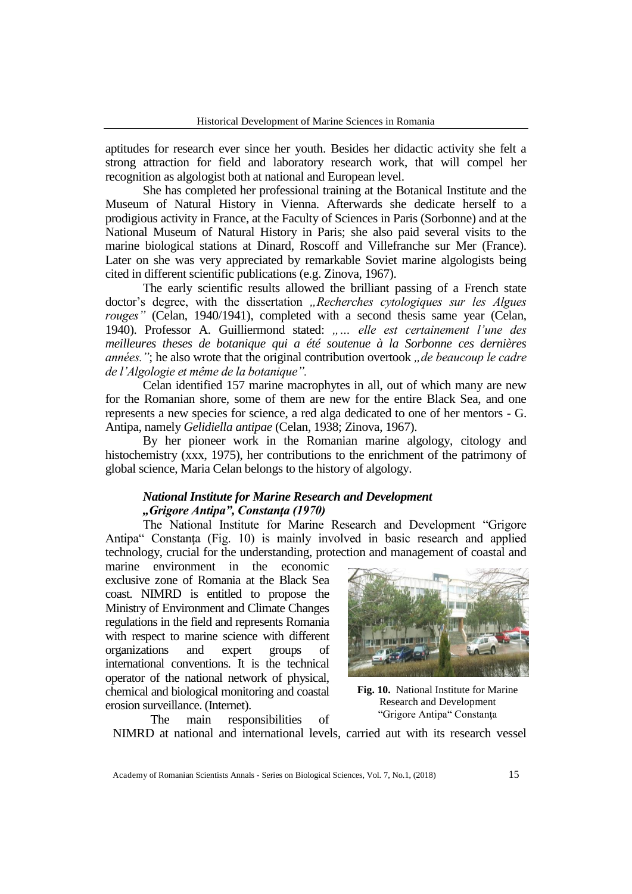aptitudes for research ever since her youth. Besides her didactic activity she felt a strong attraction for field and laboratory research work, that will compel her recognition as algologist both at national and European level.

She has completed her professional training at the Botanical Institute and the Museum of Natural History in Vienna. Afterwards she dedicate herself to a prodigious activity in France, at the Faculty of Sciences in Paris (Sorbonne) and at the National Museum of Natural History in Paris; she also paid several visits to the marine biological stations at Dinard, Roscoff and Villefranche sur Mer (France). Later on she was very appreciated by remarkable Soviet marine algologists being cited in different scientific publications (e.g. Zinova, 1967).

The early scientific results allowed the brilliant passing of a French state doctor's degree, with the dissertation *„Recherches cytologiques sur les Algues rouges"* (Celan, 1940/1941), completed with a second thesis same year (Celan, 1940). Professor A. Guilliermond stated: *„… elle est certainement l'une des meilleures theses de botanique qui a été soutenue à la Sorbonne ces dernières années."*; he also wrote that the original contribution overtook *„de beaucoup le cadre de l'Algologie et même de la botanique".*

Celan identified 157 marine macrophytes in all, out of which many are new for the Romanian shore, some of them are new for the entire Black Sea, and one represents a new species for science, a red alga dedicated to one of her mentors - G. Antipa, namely *Gelidiella antipae* (Celan, 1938; Zinova, 1967).

By her pioneer work in the Romanian marine algology, citology and histochemistry (xxx, 1975), her contributions to the enrichment of the patrimony of global science, Maria Celan belongs to the history of algology.

### *National Institute for Marine Research and Development „Grigore Antipa", Constanţa (1970)*

The National Institute for Marine Research and Development "Grigore Antipa" Constanţa (Fig. 10) is mainly involved in basic research and applied technology, crucial for the understanding, protection and management of coastal and marine environment in the economic exclusive zone of Romania at the Black Sea coast. NIMRD is entitled to propose the Ministry of Environment and Climate Changes regulations in the field and represents Romania with respect to marine science with different organizations and expert groups of international conventions. It is the technical operator of the national network of physical, chemical and biological monitoring and coastal erosion surveillance. (Internet).

**Fig. 10.** National Institute for Marine Research and Development "Grigore Antipa" Constanţa

The main responsibilities of NIMRD at national and international levels, carried aut with its research vessel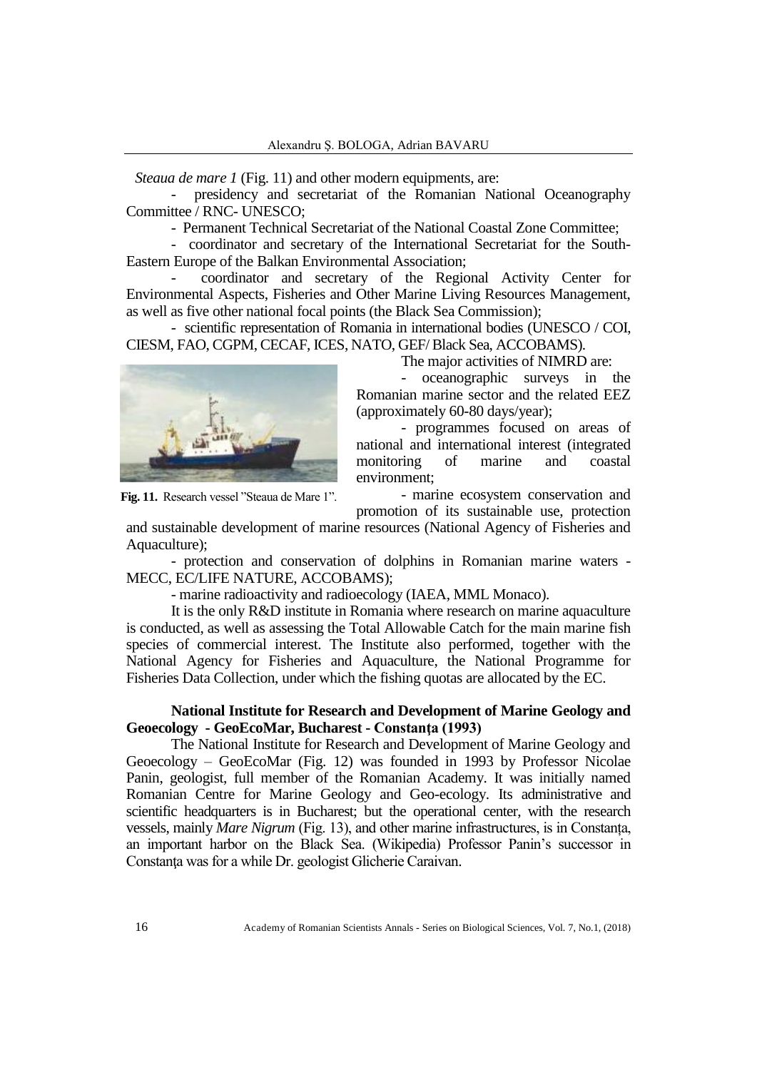*Steaua de mare 1* (Fig. 11) and other modern equipments, are:

- presidency and secretariat of the Romanian National Oceanography Committee / RNC- UNESCO;
- Permanent Technical Secretariat of the National Coastal Zone Committee;
- coordinator and secretary of the International Secretariat for the South-Eastern Europe of the Balkan Environmental Association;
- coordinator and secretary of the Regional Activity Center for Environmental Aspects, Fisheries and Other Marine Living Resources Management, as well as five other national focal points (the Black Sea Commission);
- scientific representation of Romania in international bodies (UNESCO / COI, CIESM, FAO, CGPM, CECAF, ICES, NATO, GEF/ Black Sea, ACCOBAMS).

**Fig. 11.** Research vessel "Steaua de Mare 1".

The major activities of NIMRD are:

- oceanographic surveys in the Romanian marine sector and the related EEZ (approximately 60-80 days/year);
- programmes focused on areas of national and international interest (integrated monitoring of marine and coastal environment;
- marine ecosystem conservation and promotion of its sustainable use, protection and sustainable development of marine resources (National Agency of Fisheries and Aquaculture);
- protection and conservation of dolphins in Romanian marine waters - MECC, EC/LIFE NATURE, ACCOBAMS);
- marine radioactivity and radioecology (IAEA, MML Monaco).

It is the only R&D institute in Romania where research on marine aquaculture is conducted, as well as assessing the Total Allowable Catch for the main marine fish species of commercial interest. The Institute also performed, together with the National Agency for Fisheries and Aquaculture, the National Programme for Fisheries Data Collection, under which the fishing quotas are allocated by the EC.

**National Institute for Research and Development of Marine Geology and Geoecology - GeoEcoMar, Bucharest - Constanţa (1993)**

The National Institute for Research and Development of Marine Geology and Geoecology – GeoEcoMar (Fig. 12) was founded in 1993 by Professor Nicolae Panin, geologist, full member of the Romanian Academy. It was initially named Romanian Centre for Marine Geology and Geo-ecology. Its administrative and scientific headquarters is in Bucharest; but the operational center, with the research vessels, mainly *Mare Nigrum* (Fig. 13), and other marine infrastructures, is in Constanța, an important harbor on the Black Sea. (Wikipedia) Professor Panin's successor in Constanţa was for a while Dr. geologist Glicherie Caraivan.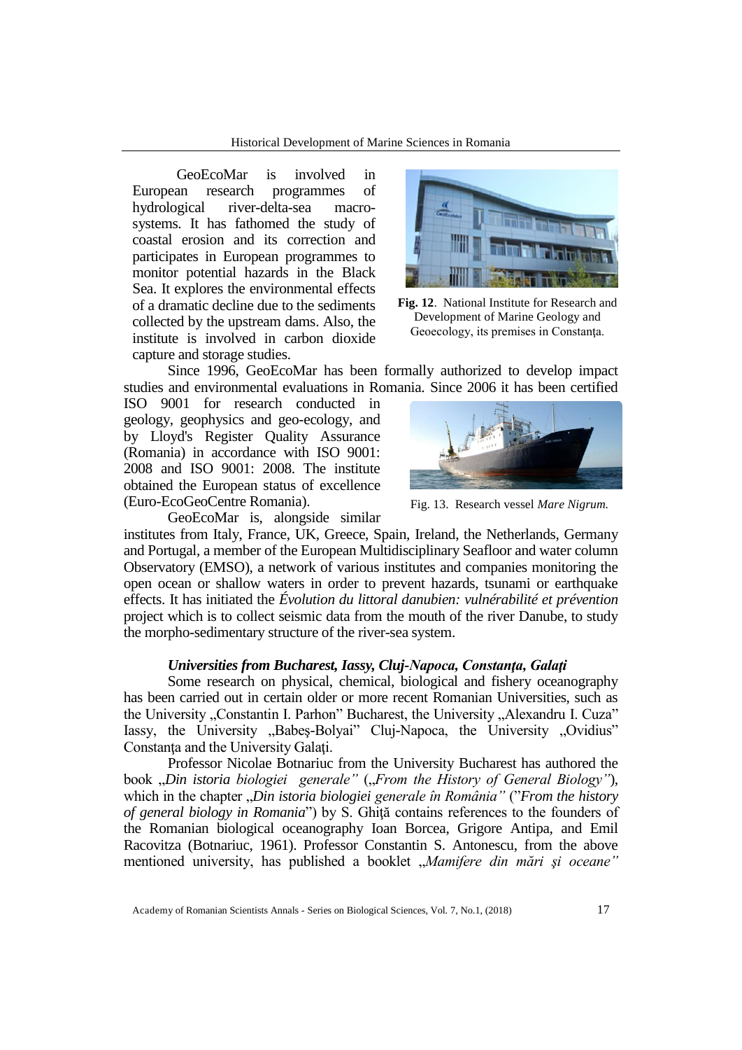GeoEcoMar is involved in European research programmes of hydrological river-delta-sea macro-systems. It has fathomed the study of coastal erosion and its correction and participates in European programmes to monitor potential hazards in the Black Sea. It explores the environmental effects of a dramatic decline due to the sediments collected by the upstream dams. Also, the institute is involved in carbon dioxide capture and storage studies.

**Fig. 12**. National Institute for Research and Development of Marine Geology and Geoecology, its premises in Constanţa.

Since 1996, GeoEcoMar has been formally authorized to develop impact studies and environmental evaluations in Romania. Since 2006 it has been certified ISO 9001 for research conducted in geology, geophysics and geo-ecology, and by Lloyd's Register Quality Assurance (Romania) in accordance with ISO 9001: 2008 and ISO 9001: 2008. The institute obtained the European status of excellence (Euro-EcoGeoCentre Romania).

Fig. 13. Research vessel *Mare Nigrum.*

GeoEcoMar is, alongside similar institutes from Italy, France, UK, Greece, Spain, Ireland, the Netherlands, Germany and Portugal, a member of the European Multidisciplinary Seafloor and water column Observatory (EMSO), a network of various institutes and companies monitoring the open ocean or shallow waters in order to prevent hazards, tsunami or earthquake effects. It has initiated the *Évolution du littoral danubien: vulnérabilité et prévention* project which is to collect seismic data from the mouth of the river Danube, to study the morpho-sedimentary structure of the river-sea system.

### *Universities from Bucharest, Iassy, Cluj-Napoca, Constanţa, Galaţi*

Some research on physical, chemical, biological and fishery oceanography has been carried out in certain older or more recent Romanian Universities, such as the University „Constantin I. Parhon" Bucharest, the University „Alexandru I. Cuza" Iassy, the University „Babeş-Bolyai" Cluj-Napoca, the University „Ovidius" Constanţa and the University Galaţi.

Professor Nicolae Botnariuc from the University Bucharest has authored the book „*Din istoria biologiei generale"* („*From the History of General Biology"*), which in the chapter „*Din istoria biologiei generale în România"* ("*From the history of general biology in Romania*") by S. Ghiţă contains references to the founders of the Romanian biological oceanography Ioan Borcea, Grigore Antipa, and Emil Racovitza (Botnariuc, 1961). Professor Constantin S. Antonescu, from the above mentioned university, has published a booklet „*Mamifere din mări şi oceane"*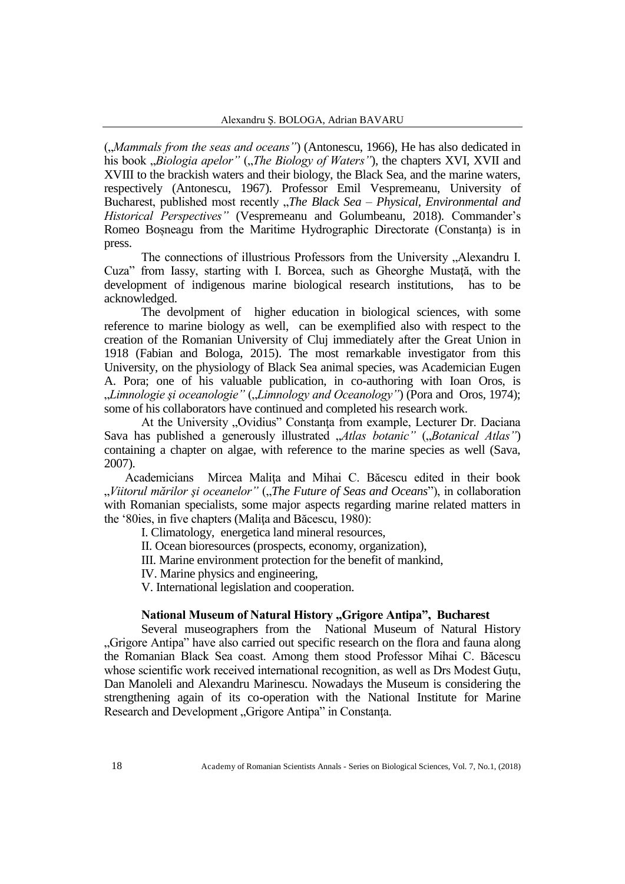(*„Mammals from the seas and oceans"*) (Antonescu, 1966), He has also dedicated in his book *„Biologia apelor"* (*„The Biology of Waters"*), the chapters XVI, XVII and XVIII to the brackish waters and their biology, the Black Sea, and the marine waters, respectively (Antonescu, 1967). Professor Emil Vespremeanu, University of Bucharest, published most recently *„The Black Sea – Physical, Environmental and Historical Perspectives"* (Vespremeanu and Golumbeanu, 2018). Commander's Romeo Boșneagu from the Maritime Hydrographic Directorate (Constanța) is in press.

The connections of illustrious Professors from the University „Alexandru I. Cuza" from Iassy, starting with I. Borcea, such as Gheorghe Mustaţă, with the development of indigenous marine biological research institutions, has to be acknowledged.

The devolpment of higher education in biological sciences, with some reference to marine biology as well, can be exemplified also with respect to the creation of the Romanian University of Cluj immediately after the Great Union in 1918 (Fabian and Bologa, 2015). The most remarkable investigator from this University, on the physiology of Black Sea animal species, was Academician Eugen A. Pora; one of his valuable publication, in co-authoring with Ioan Oros, is *„Limnologie şi oceanologie"* (*„Limnology and Oceanology"*) (Pora and Oros, 1974); some of his collaborators have continued and completed his research work.

At the University „Ovidius" Constanţa from example, Lecturer Dr. Daciana Sava has published a generously illustrated *„Atlas botanic"* (*„Botanical Atlas"*) containing a chapter on algae, with reference to the marine species as well (Sava, 2007).

Academicians Mircea Maliţa and Mihai C. Băcescu edited in their book *„Viitorul mărilor şi oceanelor"* (*„The Future of Seas and Oceans*"), in collaboration with Romanian specialists, some major aspects regarding marine related matters in the '80ies, in five chapters (Maliţa and Băcescu, 1980):

I. Climatology, energetica land mineral resources,

II. Ocean bioresources (prospects, economy, organization),

III. Marine environment protection for the benefit of mankind,

IV. Marine physics and engineering,

V. International legislation and cooperation.

**National Museum of Natural History „Grigore Antipa", Bucharest**

Several museographers from the National Museum of Natural History „Grigore Antipa" have also carried out specific research on the flora and fauna along the Romanian Black Sea coast. Among them stood Professor Mihai C. Băcescu whose scientific work received international recognition, as well as Drs Modest Guţu, Dan Manoleli and Alexandru Marinescu. Nowadays the Museum is considering the strengthening again of its co-operation with the National Institute for Marine Research and Development „Grigore Antipa" in Constanţa.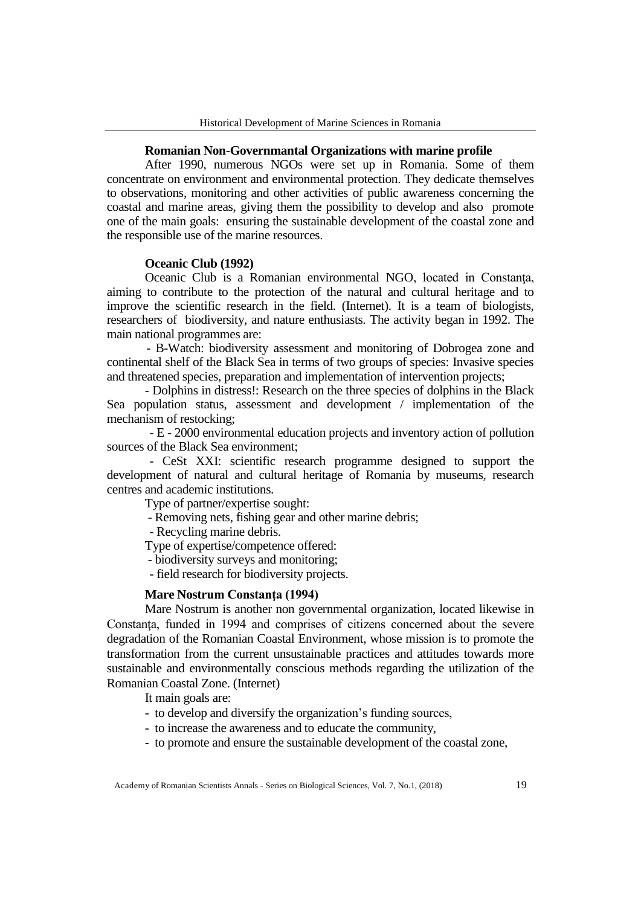### Romanian Non-Governmmantal Organizations with marine profile

After 1990, numerous NGOs were set up in Romania. Some of them concentrate on environment and environmental protection. They dedicate themselves to observations, monitoring and other activities of public awareness concerning the coastal and marine areas, giving them the possibility to develop and also promote one of the main goals: ensuring the sustainable development of the coastal zone and the responsible use of the marine resources.

### Oceanic Club (1992)

Oceanic Club is a Romanian environmental NGO, located in Constanţa, aiming to contribute to the protection of the natural and cultural heritage and to improve the scientific research in the field. (Internet). It is a team of biologists, researchers of biodiversity, and nature enthusiasts. The activity began in 1992. The main national programmes are:

- B-Watch: biodiversity assessment and monitoring of Dobrogea zone and continental shelf of the Black Sea in terms of two groups of species: Invasive species and threatened species, preparation and implementation of intervention projects;
- Dolphins in distress!: Research on the three species of dolphins in the Black Sea population status, assessment and development / implementation of the mechanism of restocking;
- E - 2000 environmental education projects and inventory action of pollution sources of the Black Sea environment;
- CeSt XXI: scientific research programme designed to support the development of natural and cultural heritage of Romania by museums, research centres and academic institutions.

Type of partner/expertise sought:

- Removing nets, fishing gear and other marine debris;
- Recycling marine debris.

Type of expertise/competence offered:

- biodiversity surveys and monitoring;
- field research for biodiversity projects.

### Mare Nostrum Constanţa (1994)

Mare Nostrum is another non governmental organization, located likewise in Constanţa, funded in 1994 and comprises of citizens concerned about the severe degradation of the Romanian Coastal Environment, whose mission is to promote the transformation from the current unsustainable practices and attitudes towards more sustainable and environmentally conscious methods regarding the utilization of the Romanian Coastal Zone. (Internet)

It main goals are:

- to develop and diversify the organization's funding sources,
- to increase the awareness and to educate the community,
- to promote and ensure the sustainable development of the coastal zone,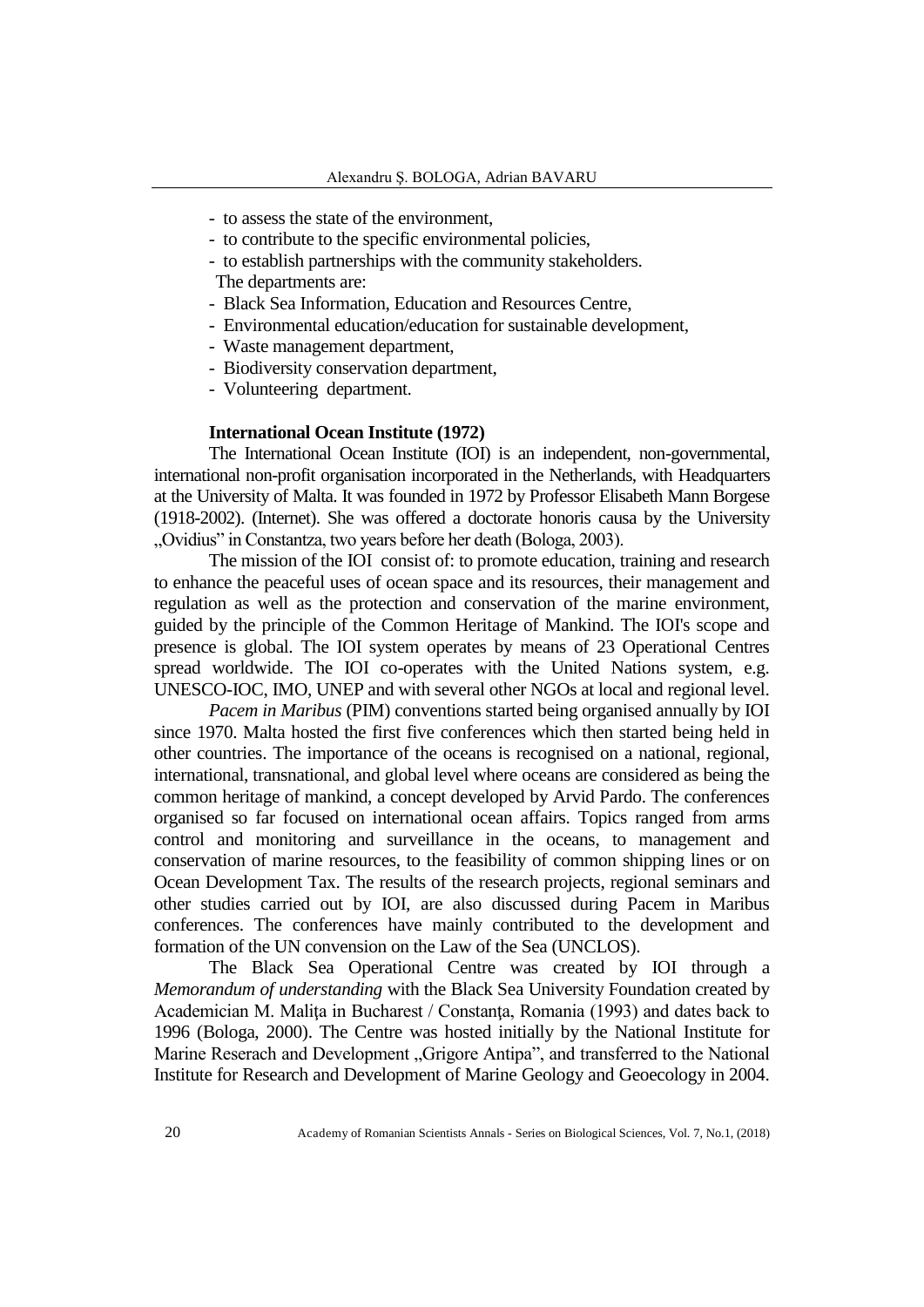- to assess the state of the environment,
- to contribute to the specific environmental policies,
- to establish partnerships with the community stakeholders.

The departments are:

- Black Sea Information, Education and Resources Centre,
- Environmental education/education for sustainable development,
- Waste management department,
- Biodiversity conservation department,
- Volunteering department.

**International Ocean Institute (1972)**

The International Ocean Institute (IOI) is an independent, non-governmental, international non-profit organisation incorporated in the Netherlands, with Headquarters at the University of Malta. It was founded in 1972 by Professor Elisabeth Mann Borgese (1918-2002). (Internet). She was offered a doctorate honoris causa by the University „Ovidius" in Constantza, two years before her death (Bologa, 2003).

The mission of the IOI consist of: to promote education, training and research to enhance the peaceful uses of ocean space and its resources, their management and regulation as well as the protection and conservation of the marine environment, guided by the principle of the Common Heritage of Mankind. The IOI's scope and presence is global. The IOI system operates by means of 23 Operational Centres spread worldwide. The IOI co-operates with the United Nations system, e.g. UNESCO-IOC, IMO, UNEP and with several other NGOs at local and regional level.

*Pacem in Maribus* (PIM) conventions started being organised annually by IOI since 1970. Malta hosted the first five conferences which then started being held in other countries. The importance of the oceans is recognised on a national, regional, international, transnational, and global level where oceans are considered as being the common heritage of mankind, a concept developed by Arvid Pardo. The conferences organised so far focused on international ocean affairs. Topics ranged from arms control and monitoring and surveillance in the oceans, to management and conservation of marine resources, to the feasibility of common shipping lines or on Ocean Development Tax. The results of the research projects, regional seminars and other studies carried out by IOI, are also discussed during Pacem in Maribus conferences. The conferences have mainly contributed to the development and formation of the UN convension on the Law of the Sea (UNCLOS).

The Black Sea Operational Centre was created by IOI through a *Memorandum of understanding* with the Black Sea University Foundation created by Academician M. Malița in Bucharest / Constanța, Romania (1993) and dates back to 1996 (Bologa, 2000). The Centre was hosted initially by the National Institute for Marine Reserach and Development „Grigore Antipa", and transferred to the National Institute for Research and Development of Marine Geology and Geoecology in 2004.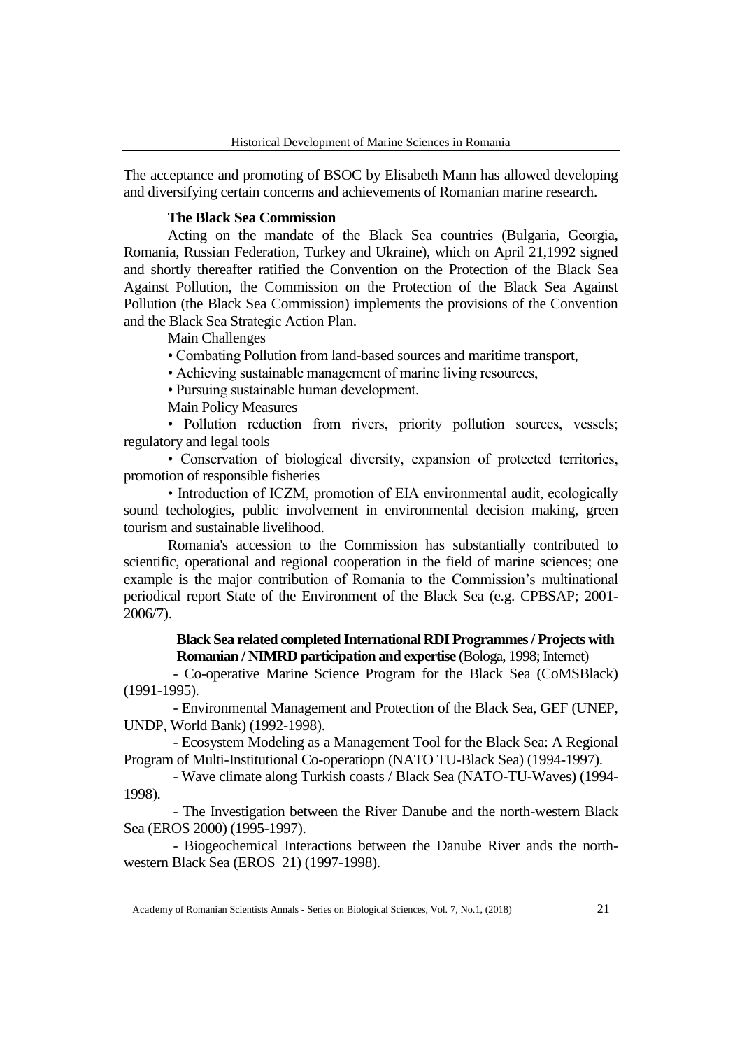The acceptance and promoting of BSOC by Elisabeth Mann has allowed developing and diversifying certain concerns and achievements of Romanian marine research.

**The Black Sea Commission**

Acting on the mandate of the Black Sea countries (Bulgaria, Georgia, Romania, Russian Federation, Turkey and Ukraine), which on April 21,1992 signed and shortly thereafter ratified the Convention on the Protection of the Black Sea Against Pollution, the Commission on the Protection of the Black Sea Against Pollution (the Black Sea Commission) implements the provisions of the Convention and the Black Sea Strategic Action Plan.

Main Challenges

• Combating Pollution from land-based sources and maritime transport,

• Achieving sustainable management of marine living resources,

• Pursuing sustainable human development.

Main Policy Measures

• Pollution reduction from rivers, priority pollution sources, vessels; regulatory and legal tools

• Conservation of biological diversity, expansion of protected territories, promotion of responsible fisheries

• Introduction of ICZM, promotion of EIA environmental audit, ecologically sound techologies, public involvement in environmental decision making, green tourism and sustainable livelihood.

Romania's accession to the Commission has substantially contributed to scientific, operational and regional cooperation in the field of marine sciences; one example is the major contribution of Romania to the Commission's multinational periodical report State of the Environment of the Black Sea (e.g. CPBSAP; 2001-2006/7).

**Black Sea related completed International RDI Programmes / Projects with Romanian / NIMRD participation and expertise** (Bologa, 1998; Internet)

- Co-operative Marine Science Program for the Black Sea (CoMSBlack) (1991-1995).
- Environmental Management and Protection of the Black Sea, GEF (UNEP, UNDP, World Bank) (1992-1998).
- Ecosystem Modeling as a Management Tool for the Black Sea: A Regional Program of Multi-Institutional Co-operatiopn (NATO TU-Black Sea) (1994-1997).
- Wave climate along Turkish coasts / Black Sea (NATO-TU-Waves) (1994-1998).
- The Investigation between the River Danube and the north-western Black Sea (EROS 2000) (1995-1997).
- Biogeochemical Interactions between the Danube River ands the north-western Black Sea (EROS 21) (1997-1998).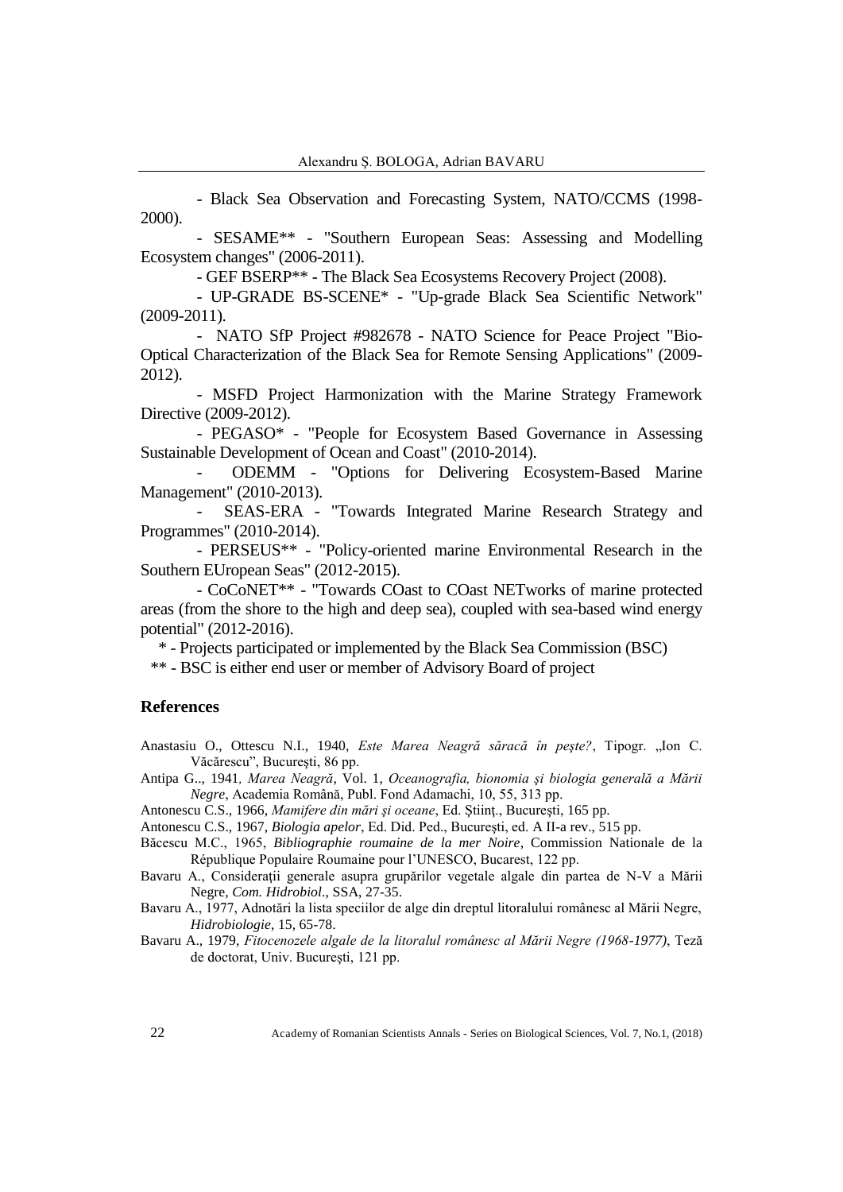- Black Sea Observation and Forecasting System, NATO/CCMS (1998-2000).

- SESAME** - "Southern European Seas: Assessing and Modelling Ecosystem changes" (2006-2011).

- GEF BSERP** - The Black Sea Ecosystems Recovery Project (2008).

- UP-GRADE BS-SCENE* - "Up-grade Black Sea Scientific Network" (2009-2011).

- NATO SfP Project #982678 - NATO Science for Peace Project "Bio-Optical Characterization of the Black Sea for Remote Sensing Applications" (2009-2012).

- MSFD Project Harmonization with the Marine Strategy Framework Directive (2009-2012).

- PEGASO* - "People for Ecosystem Based Governance in Assessing Sustainable Development of Ocean and Coast" (2010-2014).

- ODEMM - "Options for Delivering Ecosystem-Based Marine Management" (2010-2013).

- SEAS-ERA - "Towards Integrated Marine Research Strategy and Programmes" (2010-2014).

- PERSEUS** - "Policy-oriented marine Environmental Research in the Southern EUropean Seas" (2012-2015).

- CoCoNET** - "Towards COast to COast NETworks of marine protected areas (from the shore to the high and deep sea), coupled with sea-based wind energy potential" (2012-2016).

\* - Projects participated or implemented by the Black Sea Commission (BSC)

\** - BSC is either end user or member of Advisory Board of project

## References

Anastasiu O., Ottescu N.I., 1940, *Este Marea Neagră săracă în peşte?*, Tipogr. „Ion C. Văcărescu", Bucureşti, 86 pp.

Antipa G.., 1941*, Marea Neagră*, Vol. 1, *Oceanografia, bionomia şi biologia generală a Mării Negre*, Academia Română, Publ. Fond Adamachi, 10, 55, 313 pp.

Antonescu C.S., 1966, *Mamifere din mări şi oceane*, Ed. Ştiinţ., Bucureşti, 165 pp.

Antonescu C.S., 1967, *Biologia apelor*, Ed. Did. Ped., Bucureşti, ed. A II-a rev., 515 pp.

Băcescu M.C., 1965, *Bibliographie roumaine de la mer Noire*, Commission Nationale de la République Populaire Roumaine pour l'UNESCO, Bucarest, 122 pp.

Bavaru A., Consideraţii generale asupra grupărilor vegetale algale din partea de N-V a Mării Negre, *Com. Hidrobiol.*, SSA, 27-35.

Bavaru A., 1977, Adnotări la lista speciilor de alge din dreptul litoralului românesc al Mării Negre, *Hidrobiologie*, 15, 65-78.

Bavaru A., 1979, *Fitocenozele algale de la litoralul românesc al Mării Negre (1968-1977)*, Teză de doctorat, Univ. Bucureşti, 121 pp.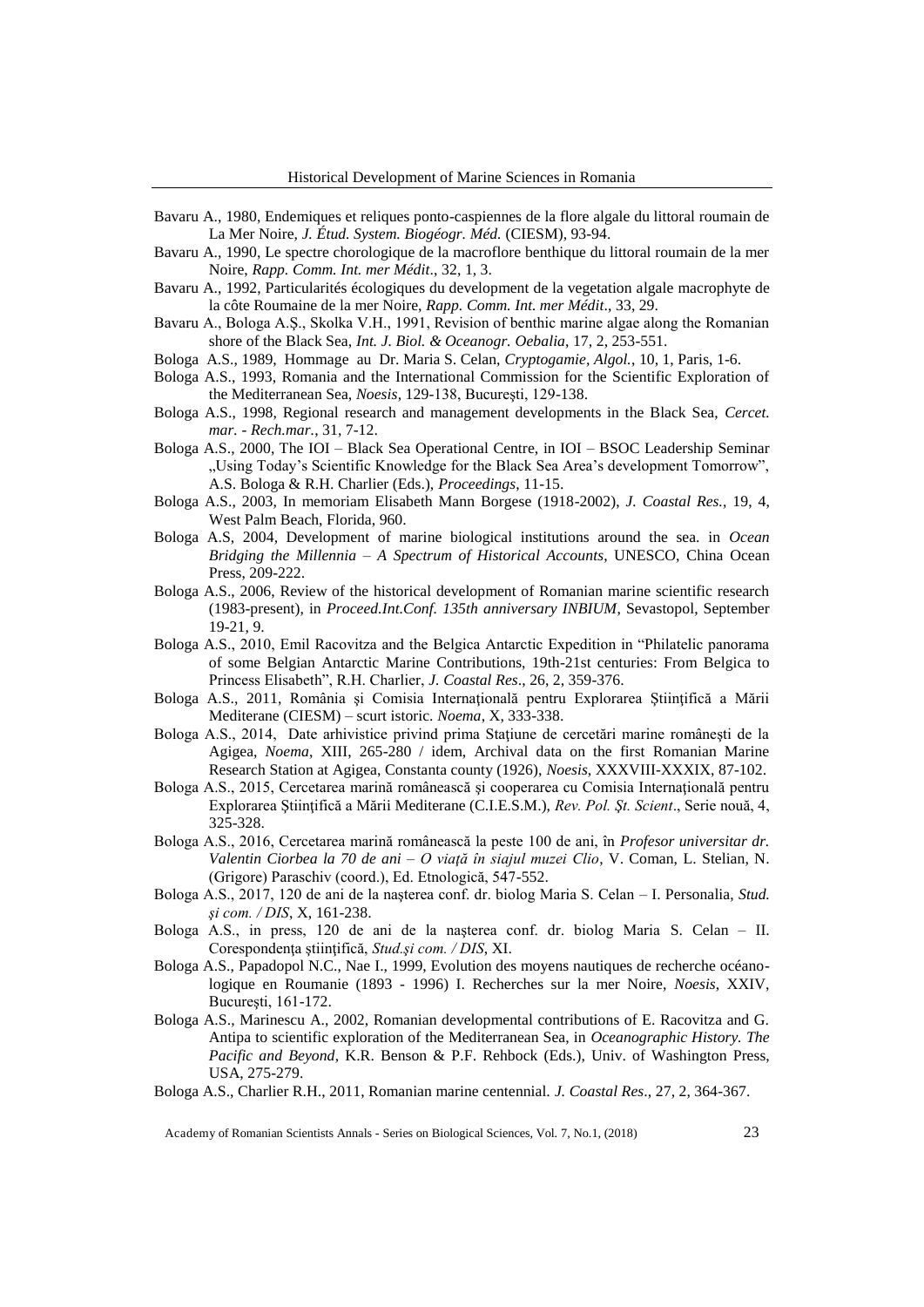Bavaru A., 1980, Endemiques et reliques ponto-caspiennes de la flore algale du littoral roumain de La Mer Noire, *J. Étud. System. Biogéogr. Méd.* (CIESM), 93-94.

Bavaru A., 1990, Le spectre chorologique de la macroflore benthique du littoral roumain de la mer Noire, *Rapp. Comm. Int. mer Médit*., 32, 1, 3.

Bavaru A., 1992, Particularités écologiques du development de la vegetation algale macrophyte de la côte Roumaine de la mer Noire, *Rapp. Comm. Int. mer Médit*., 33, 29.

Bavaru A., Bologa A.Ș., Skolka V.H., 1991, Revision of benthic marine algae along the Romanian shore of the Black Sea, *Int. J. Biol. & Oceanogr. Oebalia*, 17, 2, 253-551.

Bologa A.S., 1989, Hommage au Dr. Maria S. Celan, *Cryptogamie, Algol.*, 10, 1, Paris, 1-6.

Bologa A.S., 1993, Romania and the International Commission for the Scientific Exploration of the Mediterranean Sea, *Noesis*, 129-138, București, 129-138.

Bologa A.S., 1998, Regional research and management developments in the Black Sea, *Cercet. mar. - Rech.mar.*, 31, 7-12.

Bologa A.S., 2000, The IOI – Black Sea Operational Centre, in IOI – BSOC Leadership Seminar „Using Today's Scientific Knowledge for the Black Sea Area's development Tomorrow", A.S. Bologa & R.H. Charlier (Eds.), *Proceedings*, 11-15.

Bologa A.S., 2003, In memoriam Elisabeth Mann Borgese (1918-2002), *J. Coastal Res.*, 19, 4, West Palm Beach, Florida, 960.

Bologa A.S, 2004, Development of marine biological institutions around the sea. in *Ocean Bridging the Millennia – A Spectrum of Historical Accounts*, UNESCO, China Ocean Press, 209-222.

Bologa A.S., 2006, Review of the historical development of Romanian marine scientific research (1983-present), in *Proceed.Int.Conf. 135th anniversary INBIUM*, Sevastopol, September 19-21, 9.

Bologa A.S., 2010, Emil Racovitza and the Belgica Antarctic Expedition in "Philatelic panorama of some Belgian Antarctic Marine Contributions, 19th-21st centuries: From Belgica to Princess Elisabeth", R.H. Charlier, *J. Coastal Res*., 26, 2, 359-376.

Bologa A.S., 2011, România și Comisia Internațională pentru Explorarea Științifică a Mării Mediterane (CIESM) – scurt istoric. *Noema*, X, 333-338.

Bologa A.S., 2014, Date arhivistice privind prima Stațiune de cercetări marine românești de la Agigea, *Noema*, XIII, 265-280 / idem, Archival data on the first Romanian Marine Research Station at Agigea, Constanta county (1926), *Noesis*, XXXVIII-XXXIX, 87-102.

Bologa A.S., 2015, Cercetarea marină românească și cooperarea cu Comisia Internațională pentru Explorarea Științifică a Mării Mediterane (C.I.E.S.M.), *Rev. Pol. Șt. Scient*., Serie nouă, 4, 325-328.

Bologa A.S., 2016, Cercetarea marină românească la peste 100 de ani, în *Profesor universitar dr. Valentin Ciorbea la 70 de ani – O viață în siajul muzei Clio*, V. Coman, L. Stelian, N. (Grigore) Paraschiv (coord.), Ed. Etnologică, 547-552.

Bologa A.S., 2017, 120 de ani de la nașterea conf. dr. biolog Maria S. Celan – I. Personalia, *Stud. și com. / DIS*, X, 161-238.

Bologa A.S., in press, 120 de ani de la nașterea conf. dr. biolog Maria S. Celan – II. Corespondența științifică, *Stud.și com. / DIS*, XI.

Bologa A.S., Papadopol N.C., Nae I., 1999, Evolution des moyens nautiques de recherche océanologique en Roumanie (1893 - 1996) I. Recherches sur la mer Noire, *Noesis*, XXIV, București, 161-172.

Bologa A.S., Marinescu A., 2002, Romanian developmental contributions of E. Racovitza and G. Antipa to scientific exploration of the Mediterranean Sea, in *Oceanographic History. The Pacific and Beyond*, K.R. Benson & P.F. Rehbock (Eds.), Univ. of Washington Press, USA, 275-279.

Bologa A.S., Charlier R.H., 2011, Romanian marine centennial. *J. Coastal Res*., 27, 2, 364-367.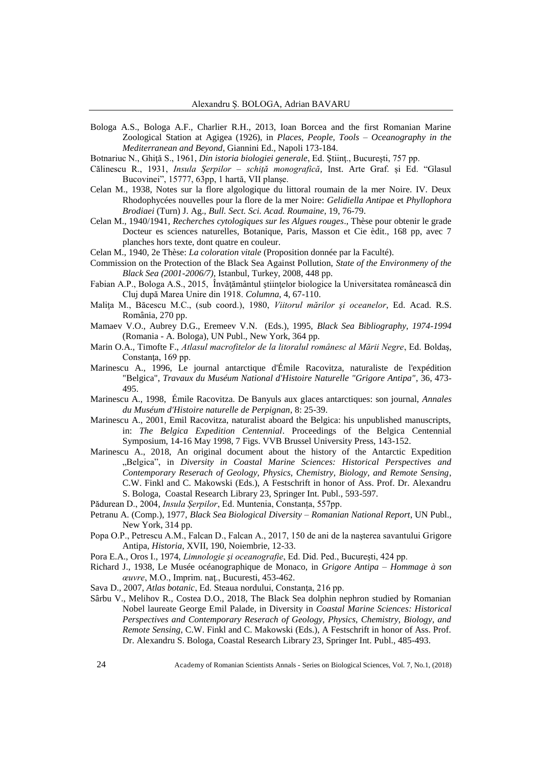Bologa A.S., Bologa A.F., Charlier R.H., 2013, Ioan Borcea and the first Romanian Marine Zoological Station at Agigea (1926), in *Places, People, Tools – Oceanography in the Mediterranean and Beyond*, Giannini Ed., Napoli 173-184.

Botnariuc N., Ghiţă S., 1961, *Din istoria biologiei generale*, Ed. Știinţ., Bucureşti, 757 pp.

Călinescu R., 1931, *Insula Şerpilor – schiţă monografică*, Inst. Arte Graf. și Ed. "Glasul Bucovinei", 15777, 63pp, 1 hartă, VII planșe.

Celan M., 1938, Notes sur la flore algologique du littoral roumain de la mer Noire. IV. Deux Rhodophycées nouvelles pour la flore de la mer Noire: *Gelidiella Antipae* et *Phyllophora Brodiaei* (Turn) J. Ag., *Bull. Sect. Sci. Acad. Roumaine*, 19, 76-79.

Celan M., 1940/1941, *Recherches cytologiques sur les Algues rouges*., Thèse pour obtenir le grade Docteur es sciences naturelles, Botanique, Paris, Masson et Cie èdit., 168 pp, avec 7 planches hors texte, dont quatre en couleur.

Celan M., 1940, 2e Thèse: *La coloration vitale* (Proposition donnée par la Faculté).

Commission on the Protection of the Black Sea Against Pollution, *State of the Environmeny of the Black Sea (2001-2006/7)*, Istanbul, Turkey, 2008, 448 pp.

Fabian A.P., Bologa A.S., 2015, Învăţământul ştiinţelor biologice la Universitatea românească din Cluj după Marea Unire din 1918. *Columna*, 4, 67-110.

Maliţa M., Băcescu M.C., (sub coord.), 1980, *Viitorul mărilor şi oceanelor*, Ed. Acad. R.S. România, 270 pp.

Mamaev V.O., Aubrey D.G., Eremeev V.N. (Eds.), 1995, *Black Sea Bibliography, 1974-1994* (Romania - A. Bologa), UN Publ., New York, 364 pp.

Marin O.A., Timofte F., *Atlasul macrofitelor de la litoralul românesc al Mării Negre*, Ed. Boldaş, Constanţa, 169 pp.

Marinescu A., 1996, Le journal antarctique d'Émile Racovitza, naturaliste de l'expédition "Belgica", *Travaux du Muséum National d'Histoire Naturelle "Grigore Antipa"*, 36, 473-495.

Marinescu A., 1998, Émile Racovitza. De Banyuls aux glaces antarctiques: son journal, *Annales du Muséum d'Histoire naturelle de Perpignan*, 8: 25-39.

Marinescu A., 2001, Emil Racovitza, naturalist aboard the Belgica: his unpublished manuscripts, in: *The Belgica Expedition Centennial*. Proceedings of the Belgica Centennial Symposium, 14-16 May 1998, 7 Figs. VVB Brussel University Press, 143-152.

Marinescu A., 2018, An original document about the history of the Antarctic Expedition „Belgica", in *Diversity in Coastal Marine Sciences: Historical Perspectives and Contemporary Reserach of Geology, Physics, Chemistry, Biology, and Remote Sensing*, C.W. Finkl and C. Makowski (Eds.), A Festschrift in honor of Ass. Prof. Dr. Alexandru S. Bologa, Coastal Research Library 23, Springer Int. Publ., 593-597.

Pădurean D., 2004, *Insula Şerpilor*, Ed. Muntenia, Constanţa, 557pp.

Petranu A. (Comp.), 1977, *Black Sea Biological Diversity – Romanian National Report*, UN Publ., New York, 314 pp.

Popa O.P., Petrescu A.M., Falcan D., Falcan A., 2017, 150 de ani de la naşterea savantului Grigore Antipa, *Historia*, XVII, 190, Noiembrie, 12-33.

Pora E.A., Oros I., 1974, *Limnologie şi oceanografie*, Ed. Did. Ped., Bucureşti, 424 pp.

Richard J., 1938, Le Musée océanographique de Monaco, in *Grigore Antipa – Hommage à son œuvre*, M.O., Imprim. naţ., Bucuresti, 453-462.

Sava D., 2007, *Atlas botanic*, Ed. Steaua nordului, Constanţa, 216 pp.

Sârbu V., Melihov R., Costea D.O., 2018, The Black Sea dolphin nephron studied by Romanian Nobel laureate George Emil Palade, in Diversity in *Coastal Marine Sciences: Historical Perspectives and Contemporary Reserach of Geology, Physics, Chemistry, Biology, and Remote Sensing*, C.W. Finkl and C. Makowski (Eds.), A Festschrift in honor of Ass. Prof. Dr. Alexandru S. Bologa, Coastal Research Library 23, Springer Int. Publ., 485-493.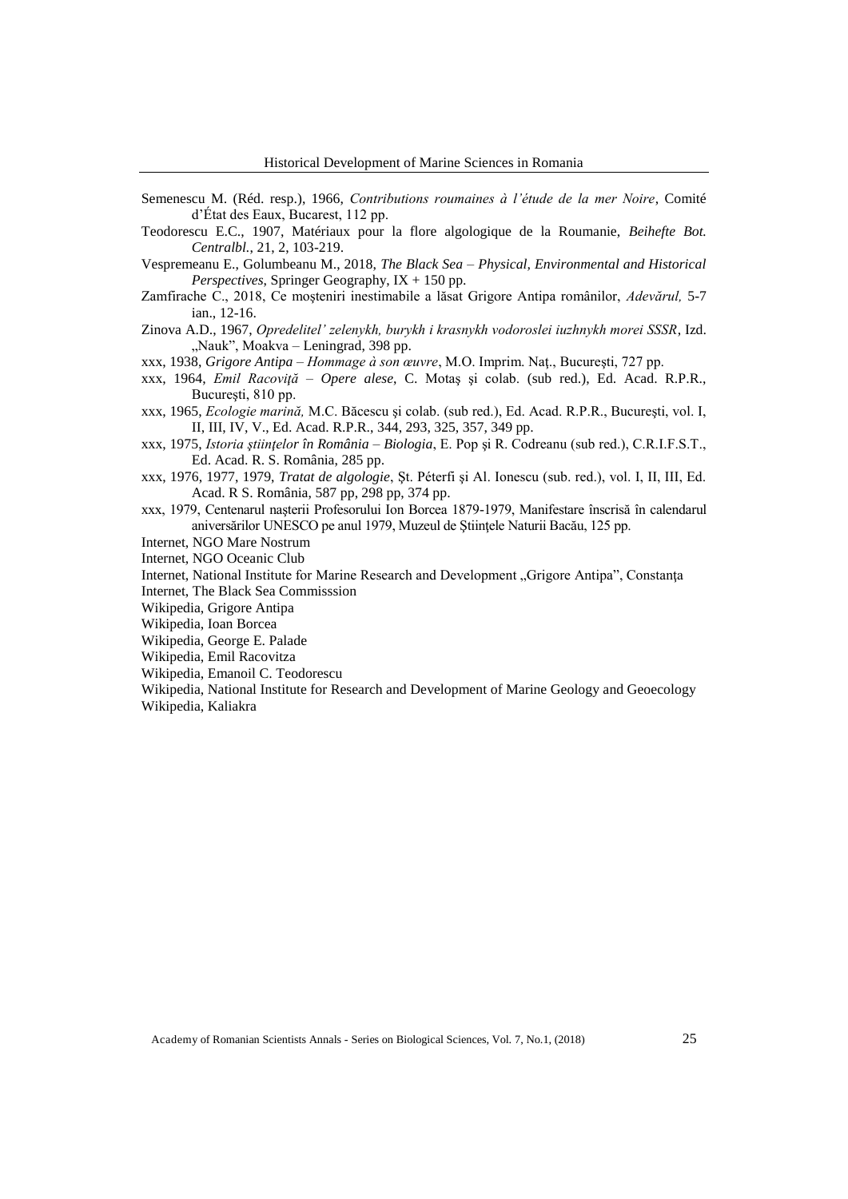Semenescu M. (Réd. resp.), 1966, *Contributions roumaines à l'étude de la mer Noire*, Comité d'État des Eaux, Bucarest, 112 pp.

Teodorescu E.C., 1907, Matériaux pour la flore algologique de la Roumanie, *Beihefte Bot. Centralbl.*, 21, 2, 103-219.

Vespremeanu E., Golumbeanu M., 2018, *The Black Sea – Physical, Environmental and Historical Perspectives*, Springer Geography, IX + 150 pp.

Zamfirache C., 2018, Ce moşteniri inestimabile a lăsat Grigore Antipa românilor, *Adevărul,* 5-7 ian., 12-16.

Zinova A.D., 1967, *Opredelitel' zelenykh, burykh i krasnykh vodoroslei iuzhnykh morei SSSR*, Izd. „Nauk", Moakva – Leningrad, 398 pp.

xxx, 1938, *Grigore Antipa – Hommage à son œuvre*, M.O. Imprim. Naţ., Bucureşti, 727 pp.

xxx, 1964, *Emil Racoviţă – Opere alese*, C. Motaş şi colab. (sub red.), Ed. Acad. R.P.R., Bucureşti, 810 pp.

xxx, 1965, *Ecologie marină,* M.C. Băcescu şi colab. (sub red.), Ed. Acad. R.P.R., Bucureşti, vol. I, II, III, IV, V., Ed. Acad. R.P.R., 344, 293, 325, 357, 349 pp.

xxx, 1975, *Istoria ştiinţelor în România – Biologia*, E. Pop şi R. Codreanu (sub red.), C.R.I.F.S.T., Ed. Acad. R. S. România, 285 pp.

xxx, 1976, 1977, 1979, *Tratat de algologie*, Şt. Péterfi şi Al. Ionescu (sub. red.), vol. I, II, III, Ed. Acad. R S. România, 587 pp, 298 pp, 374 pp.

xxx, 1979, Centenarul naşterii Profesorului Ion Borcea 1879-1979, Manifestare înscrisă în calendarul aniversărilor UNESCO pe anul 1979, Muzeul de Ştiinţele Naturii Bacău, 125 pp.

Internet, NGO Mare Nostrum

Internet, NGO Oceanic Club

Internet, National Institute for Marine Research and Development „Grigore Antipa", Constanţa

Internet, The Black Sea Commisssion

Wikipedia, Grigore Antipa

Wikipedia, Ioan Borcea

Wikipedia, George E. Palade

Wikipedia, Emil Racovitza

Wikipedia, Emanoil C. Teodorescu

Wikipedia, National Institute for Research and Development of Marine Geology and Geoecology

Wikipedia, Kaliakra